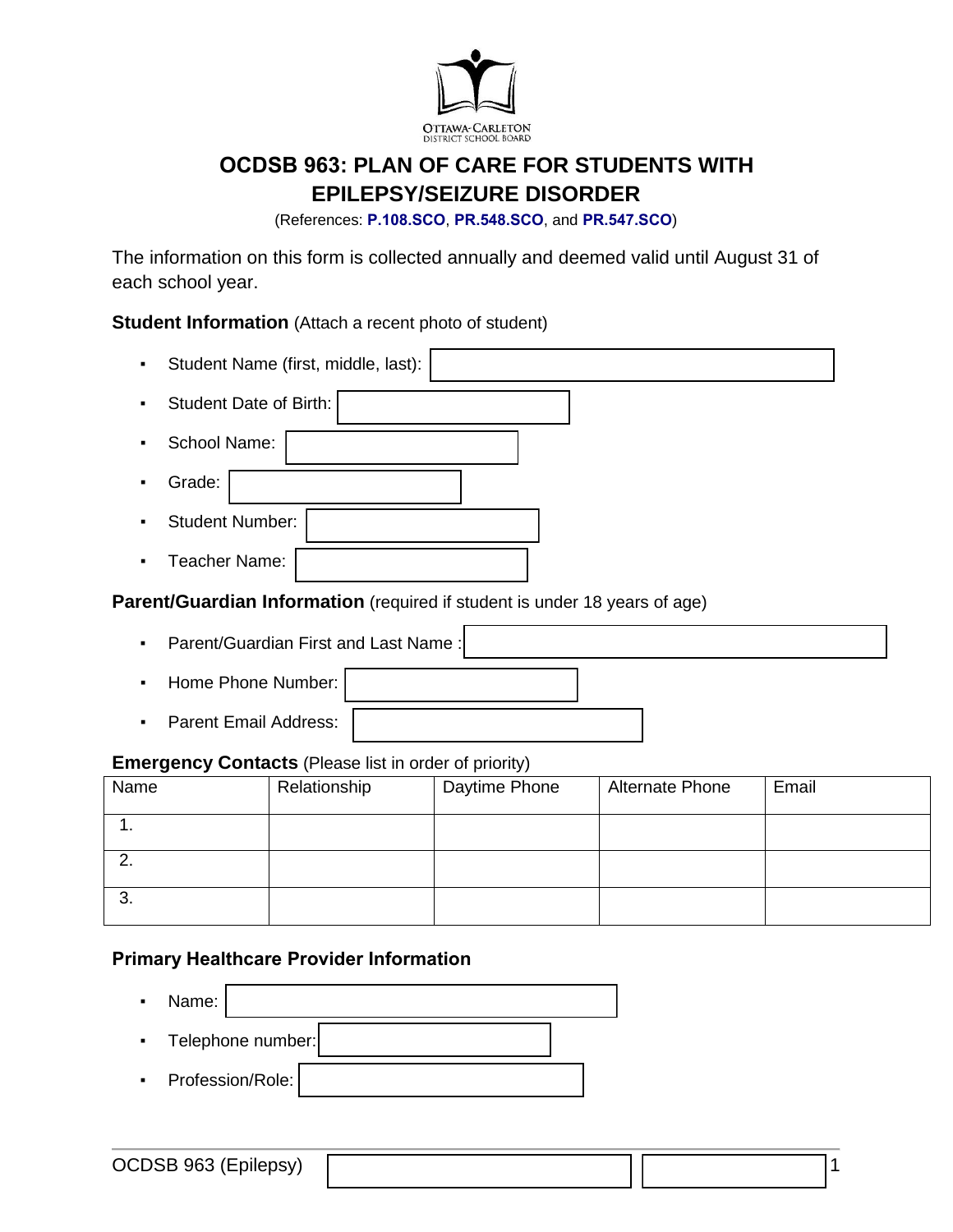OTTAWA-CARLETON
DISTRICT SCHOOL BOARD

# OCDSB 963: PLAN OF CARE FOR STUDENTS WITH EPILEPSY/SEIZURE DISORDER

(References: **P.108.SCO**, **PR.548.SCO**, and **PR.547.SCO**)

The information on this form is collected annually and deemed valid until August 31 of each school year.

**Student Information** (Attach a recent photo of student)

- Student Name (first, middle, last):
- Student Date of Birth:
- School Name:
- Grade:
- Student Number:
- Teacher Name:

**Parent/Guardian Information** (required if student is under 18 years of age)

- Parent/Guardian First and Last Name :
- Home Phone Number:
- Parent Email Address:

**Emergency Contacts** (Please list in order of priority)

| Name | Relationship | Daytime Phone | Alternate Phone | Email |
|---|---|---|---|---|
| 1. | | | | |
| 2. | | | | |
| 3. | | | | |

**Primary Healthcare Provider Information**

- Name:
- Telephone number:
- Profession/Role: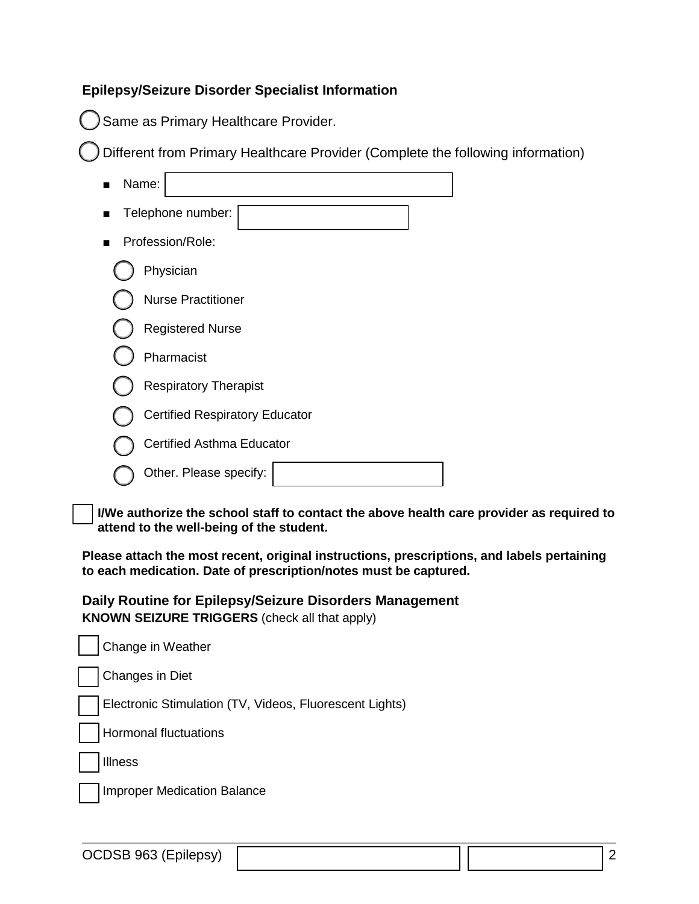### Epilepsy/Seizure Disorder Specialist Information

- ◯ Same as Primary Healthcare Provider.
- ◯ Different from Primary Healthcare Provider (Complete the following information)
  - Name: 
  - Telephone number: 
  - Profession/Role:
    - ◯ Physician
    - ◯ Nurse Practitioner
    - ◯ Registered Nurse
    - ◯ Pharmacist
    - ◯ Respiratory Therapist
    - ◯ Certified Respiratory Educator
    - ◯ Certified Asthma Educator
    - ◯ Other. Please specify: 

☐ **I/We authorize the school staff to contact the above health care provider as required to attend to the well-being of the student.**

**Please attach the most recent, original instructions, prescriptions, and labels pertaining to each medication. Date of prescription/notes must be captured.**

### Daily Routine for Epilepsy/Seizure Disorders Management

**KNOWN SEIZURE TRIGGERS** (check all that apply)

- ☐ Change in Weather
- ☐ Changes in Diet
- ☐ Electronic Stimulation (TV, Videos, Fluorescent Lights)
- ☐ Hormonal fluctuations
- ☐ Illness
- ☐ Improper Medication Balance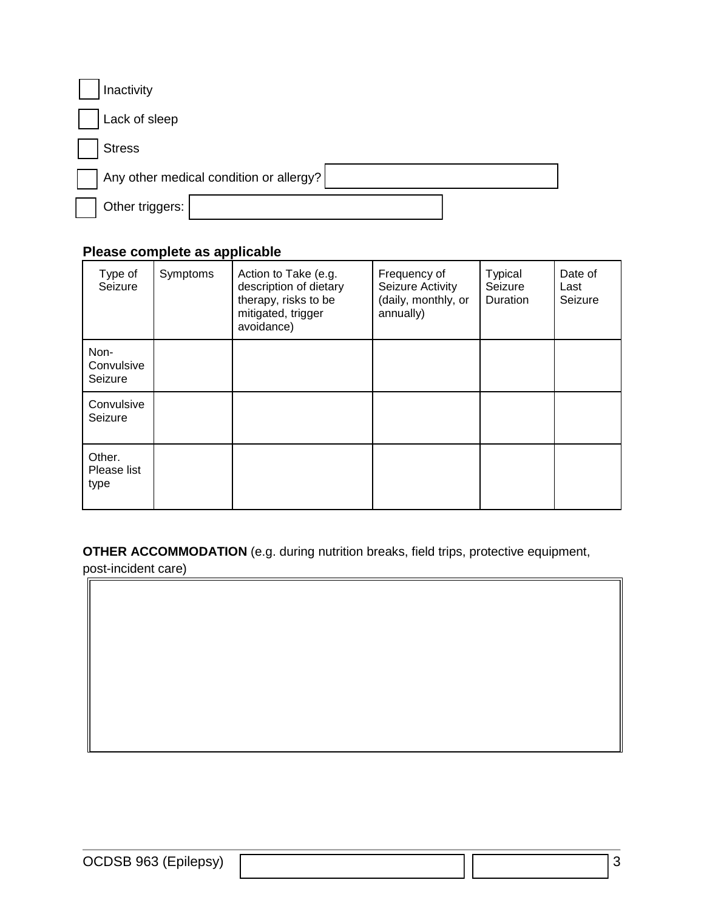- [ ] Inactivity
- [ ] Lack of sleep
- [ ] Stress
- [ ] Any other medical condition or allergy? \_\_\_\_\_\_\_\_\_\_
- [ ] Other triggers: \_\_\_\_\_\_\_\_\_\_

**Please complete as applicable**

| Type of Seizure | Symptoms | Action to Take (e.g. description of dietary therapy, risks to be mitigated, trigger avoidance) | Frequency of Seizure Activity (daily, monthly, or annually) | Typical Seizure Duration | Date of Last Seizure |
|---|---|---|---|---|---|
| Non-Convulsive Seizure | | | | | |
| Convulsive Seizure | | | | | |
| Other. Please list type | | | | | |

**OTHER ACCOMMODATION** (e.g. during nutrition breaks, field trips, protective equipment, post-incident care)

| |
|---|
| |

OCDSB 963 (Epilepsy)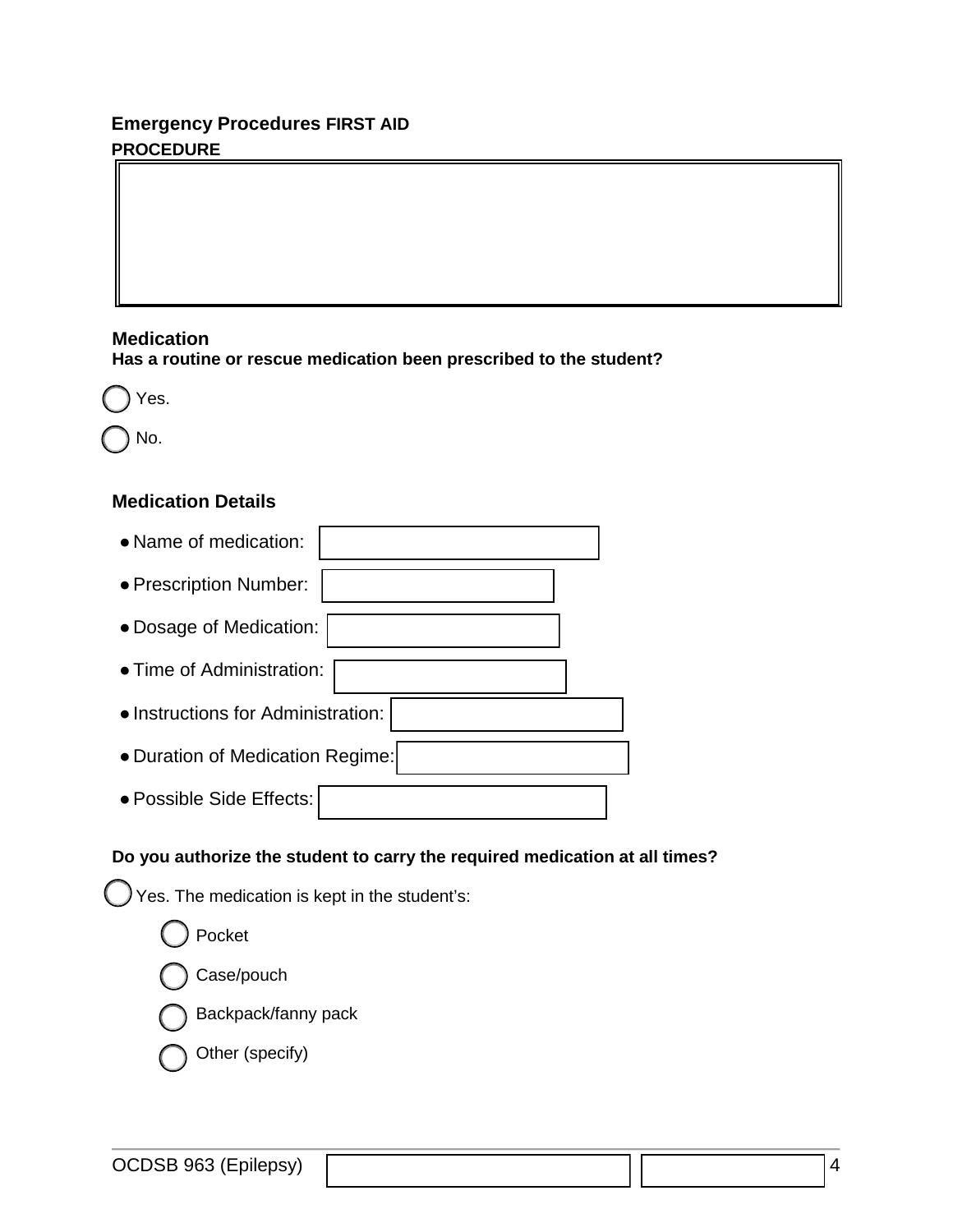## Emergency Procedures FIRST AID PROCEDURE

## Medication

**Has a routine or rescue medication been prescribed to the student?**

- ◯ Yes.
- ◯ No.

### Medication Details

- Name of medication:
- Prescription Number:
- Dosage of Medication:
- Time of Administration:
- Instructions for Administration:
- Duration of Medication Regime:
- Possible Side Effects:

**Do you authorize the student to carry the required medication at all times?**

- ◯ Yes. The medication is kept in the student's:
  - ◯ Pocket
  - ◯ Case/pouch
  - ◯ Backpack/fanny pack
  - ◯ Other (specify)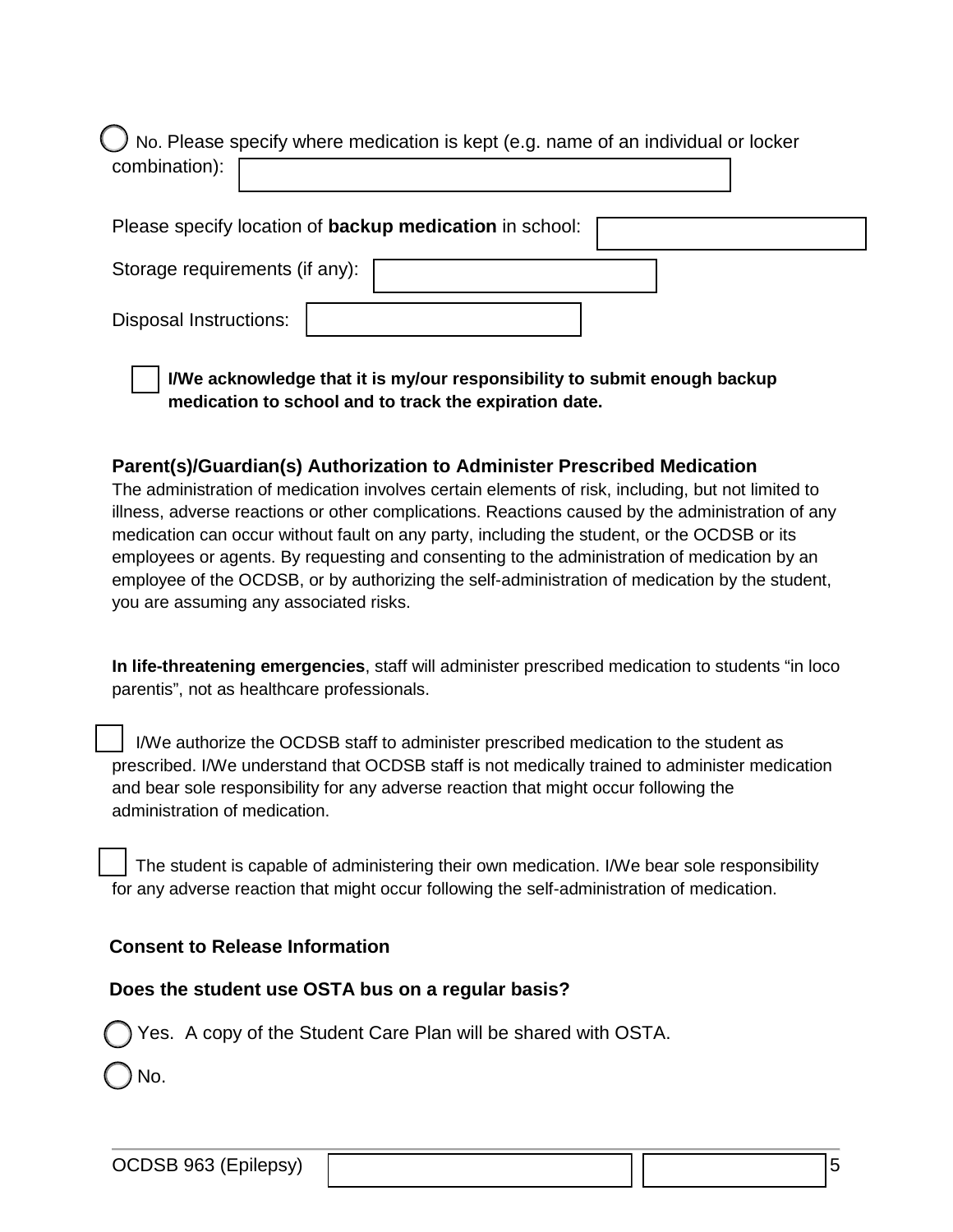◯ No. Please specify where medication is kept (e.g. name of an individual or locker combination): ______

Please specify location of **backup medication** in school: ______

Storage requirements (if any): ______

Disposal Instructions: ______

☐ **I/We acknowledge that it is my/our responsibility to submit enough backup medication to school and to track the expiration date.**

### Parent(s)/Guardian(s) Authorization to Administer Prescribed Medication

The administration of medication involves certain elements of risk, including, but not limited to illness, adverse reactions or other complications. Reactions caused by the administration of any medication can occur without fault on any party, including the student, or the OCDSB or its employees or agents. By requesting and consenting to the administration of medication by an employee of the OCDSB, or by authorizing the self-administration of medication by the student, you are assuming any associated risks.

**In life-threatening emergencies**, staff will administer prescribed medication to students "in loco parentis", not as healthcare professionals.

☐ I/We authorize the OCDSB staff to administer prescribed medication to the student as prescribed. I/We understand that OCDSB staff is not medically trained to administer medication and bear sole responsibility for any adverse reaction that might occur following the administration of medication.

☐ The student is capable of administering their own medication. I/We bear sole responsibility for any adverse reaction that might occur following the self-administration of medication.

### Consent to Release Information

**Does the student use OSTA bus on a regular basis?**

◯ Yes. A copy of the Student Care Plan will be shared with OSTA.

◯ No.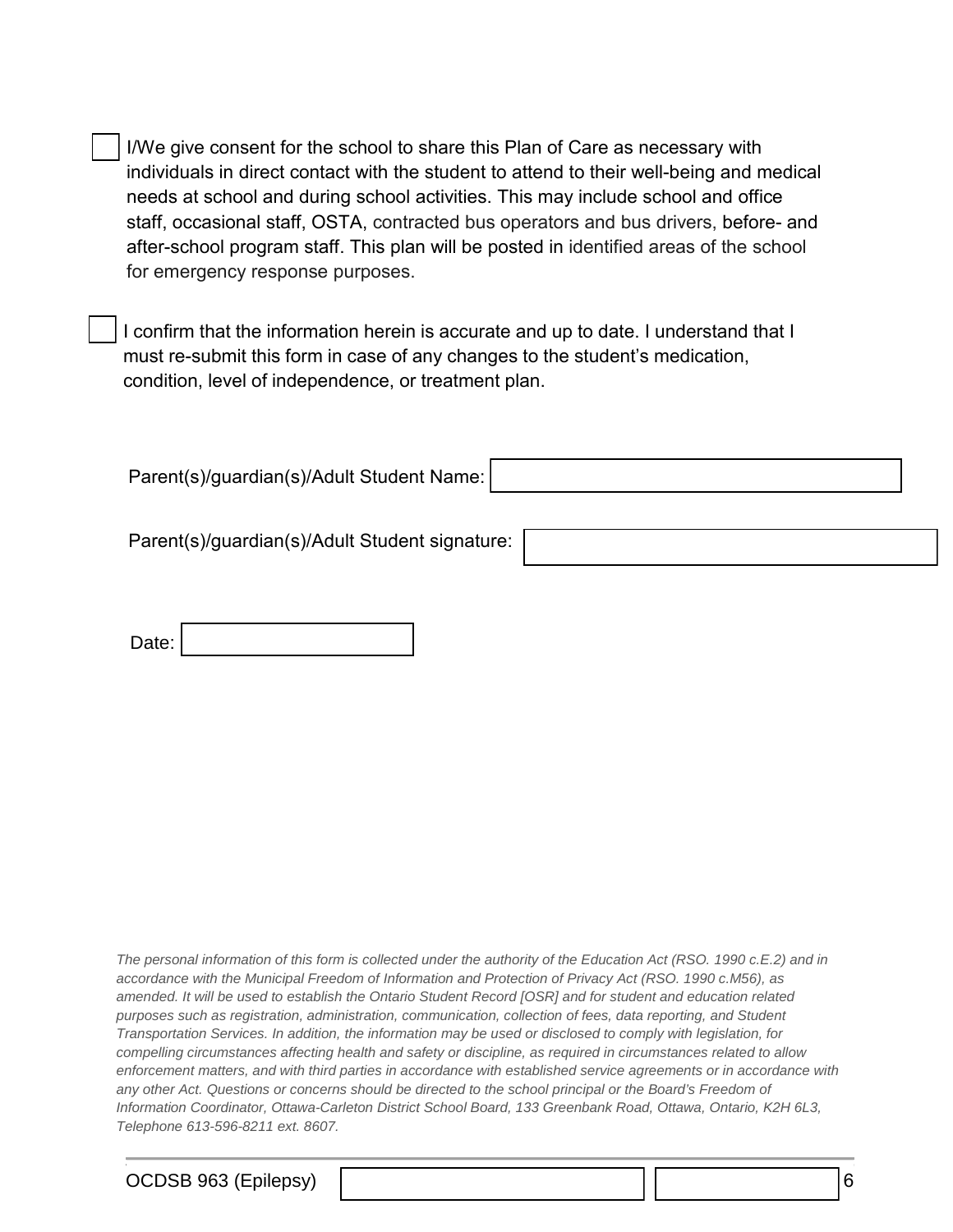☐ I/We give consent for the school to share this Plan of Care as necessary with individuals in direct contact with the student to attend to their well-being and medical needs at school and during school activities. This may include school and office staff, occasional staff, OSTA, contracted bus operators and bus drivers, before- and after-school program staff. This plan will be posted in identified areas of the school for emergency response purposes.

☐ I confirm that the information herein is accurate and up to date. I understand that I must re-submit this form in case of any changes to the student's medication, condition, level of independence, or treatment plan.

Parent(s)/guardian(s)/Adult Student Name: \_\_\_\_\_\_\_\_\_\_\_\_\_\_\_\_\_\_\_\_

Parent(s)/guardian(s)/Adult Student signature: \_\_\_\_\_\_\_\_\_\_\_\_\_\_\_\_\_\_\_\_

Date: \_\_\_\_\_\_\_\_\_\_\_\_

*The personal information of this form is collected under the authority of the Education Act (RSO. 1990 c.E.2) and in accordance with the Municipal Freedom of Information and Protection of Privacy Act (RSO. 1990 c.M56), as amended. It will be used to establish the Ontario Student Record [OSR] and for student and education related purposes such as registration, administration, communication, collection of fees, data reporting, and Student Transportation Services. In addition, the information may be used or disclosed to comply with legislation, for compelling circumstances affecting health and safety or discipline, as required in circumstances related to allow enforcement matters, and with third parties in accordance with established service agreements or in accordance with any other Act. Questions or concerns should be directed to the school principal or the Board's Freedom of Information Coordinator, Ottawa-Carleton District School Board, 133 Greenbank Road, Ottawa, Ontario, K2H 6L3, Telephone 613-596-8211 ext. 8607.*

OCDSB 963 (Epilepsy)